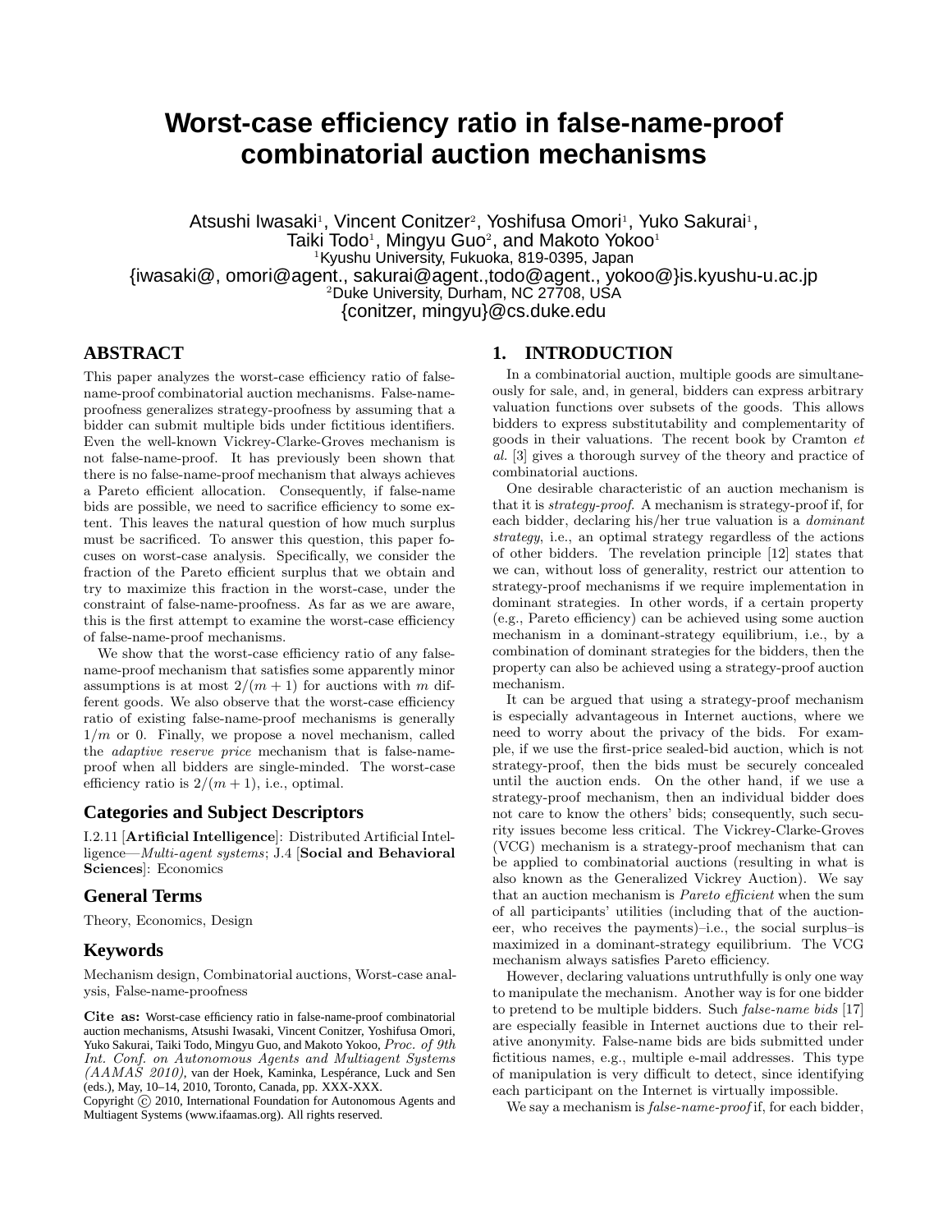# Worst-case efficiency ratio in false-name-proof combinatorial auction mechanisms

Atsushi Iwasaki[1], Vincent Conitzer[2], Yoshifusa Omori[1], Yuko Sakurai[1], Taiki Todo[1], Mingyu Guo[2], and Makoto Yokoo[1]

[1]Kyushu University, Fukuoka, 819-0395, Japan

{iwasaki@, omori@agent., sakurai@agent.,todo@agent., yokoo@}is.kyushu-u.ac.jp

[2]Duke University, Durham, NC 27708, USA

{conitzer, mingyu}@cs.duke.edu

## ABSTRACT

This paper analyzes the worst-case efficiency ratio of false-name-proof combinatorial auction mechanisms. False-name-proofness generalizes strategy-proofness by assuming that a bidder can submit multiple bids under fictitious identifiers. Even the well-known Vickrey-Clarke-Groves mechanism is not false-name-proof. It has previously been shown that there is no false-name-proof mechanism that always achieves a Pareto efficient allocation. Consequently, if false-name bids are possible, we need to sacrifice efficiency to some extent. This leaves the natural question of how much surplus must be sacrificed. To answer this question, this paper focuses on worst-case analysis. Specifically, we consider the fraction of the Pareto efficient surplus that we obtain and try to maximize this fraction in the worst-case, under the constraint of false-name-proofness. As far as we are aware, this is the first attempt to examine the worst-case efficiency of false-name-proof mechanisms.

We show that the worst-case efficiency ratio of any false-name-proof mechanism that satisfies some apparently minor assumptions is at most $2/(m+1)$ for auctions with $m$ different goods. We also observe that the worst-case efficiency ratio of existing false-name-proof mechanisms is generally $1/m$ or 0. Finally, we propose a novel mechanism, called the *adaptive reserve price* mechanism that is false-name-proof when all bidders are single-minded. The worst-case efficiency ratio is $2/(m+1)$, i.e., optimal.

### Categories and Subject Descriptors

I.2.11 [**Artificial Intelligence**]: Distributed Artificial Intelligence—*Multi-agent systems*; J.4 [**Social and Behavioral Sciences**]: Economics

### General Terms

Theory, Economics, Design

### Keywords

Mechanism design, Combinatorial auctions, Worst-case analysis, False-name-proofness

**Cite as:** Worst-case efficiency ratio in false-name-proof combinatorial auction mechanisms, Atsushi Iwasaki, Vincent Conitzer, Yoshifusa Omori, Yuko Sakurai, Taiki Todo, Mingyu Guo, and Makoto Yokoo, *Proc. of 9th Int. Conf. on Autonomous Agents and Multiagent Systems (AAMAS 2010)*, van der Hoek, Kaminka, Lespérance, Luck and Sen (eds.), May, 10–14, 2010, Toronto, Canada, pp. XXX-XXX.
Copyright © 2010, International Foundation for Autonomous Agents and Multiagent Systems (www.ifaamas.org). All rights reserved.

## 1. INTRODUCTION

In a combinatorial auction, multiple goods are simultaneously for sale, and, in general, bidders can express arbitrary valuation functions over subsets of the goods. This allows bidders to express substitutability and complementarity of goods in their valuations. The recent book by Cramton *et al.* [3] gives a thorough survey of the theory and practice of combinatorial auctions.

One desirable characteristic of an auction mechanism is that it is *strategy-proof*. A mechanism is strategy-proof if, for each bidder, declaring his/her true valuation is a *dominant strategy*, i.e., an optimal strategy regardless of the actions of other bidders. The revelation principle [12] states that we can, without loss of generality, restrict our attention to strategy-proof mechanisms if we require implementation in dominant strategies. In other words, if a certain property (e.g., Pareto efficiency) can be achieved using some auction mechanism in a dominant-strategy equilibrium, i.e., by a combination of dominant strategies for the bidders, then the property can also be achieved using a strategy-proof auction mechanism.

It can be argued that using a strategy-proof mechanism is especially advantageous in Internet auctions, where we need to worry about the privacy of the bids. For example, if we use the first-price sealed-bid auction, which is not strategy-proof, then the bids must be securely concealed until the auction ends. On the other hand, if we use a strategy-proof mechanism, then an individual bidder does not care to know the others' bids; consequently, such security issues become less critical. The Vickrey-Clarke-Groves (VCG) mechanism is a strategy-proof mechanism that can be applied to combinatorial auctions (resulting in what is also known as the Generalized Vickrey Auction). We say that an auction mechanism is *Pareto efficient* when the sum of all participants' utilities (including that of the auctioneer, who receives the payments)–i.e., the social surplus–is maximized in a dominant-strategy equilibrium. The VCG mechanism always satisfies Pareto efficiency.

However, declaring valuations untruthfully is only one way to manipulate the mechanism. Another way is for one bidder to pretend to be multiple bidders. Such *false-name bids* [17] are especially feasible in Internet auctions due to their relative anonymity. False-name bids are bids submitted under fictitious names, e.g., multiple e-mail addresses. This type of manipulation is very difficult to detect, since identifying each participant on the Internet is virtually impossible.

We say a mechanism is *false-name-proof* if, for each bidder,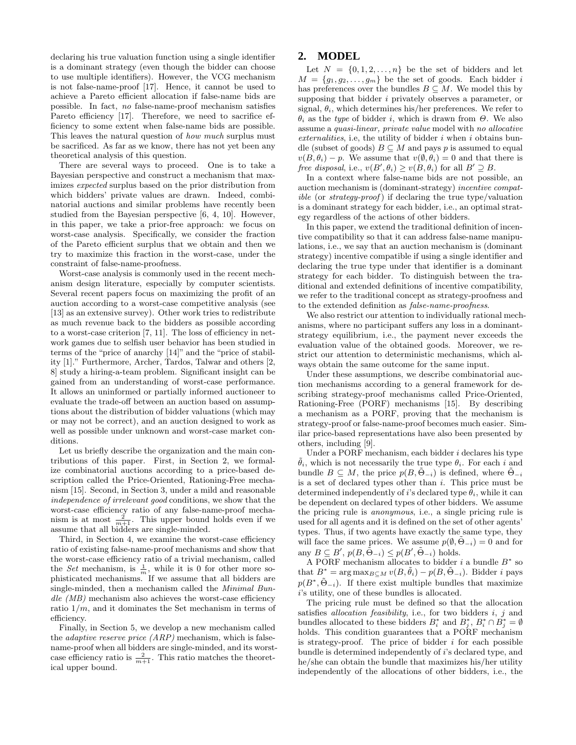declaring his true valuation function using a single identifier is a dominant strategy (even though the bidder can choose to use multiple identifiers). However, the VCG mechanism is not false-name-proof [17]. Hence, it cannot be used to achieve a Pareto efficient allocation if false-name bids are possible. In fact, *no* false-name-proof mechanism satisfies Pareto efficiency [17]. Therefore, we need to sacrifice efficiency to some extent when false-name bids are possible. This leaves the natural question of *how much* surplus must be sacrificed. As far as we know, there has not yet been any theoretical analysis of this question.

There are several ways to proceed. One is to take a Bayesian perspective and construct a mechanism that maximizes *expected* surplus based on the prior distribution from which bidders' private values are drawn. Indeed, combinatorial auctions and similar problems have recently been studied from the Bayesian perspective [6, 4, 10]. However, in this paper, we take a prior-free approach: we focus on worst-case analysis. Specifically, we consider the fraction of the Pareto efficient surplus that we obtain and then we try to maximize this fraction in the worst-case, under the constraint of false-name-proofness.

Worst-case analysis is commonly used in the recent mechanism design literature, especially by computer scientists. Several recent papers focus on maximizing the profit of an auction according to a worst-case competitive analysis (see [13] as an extensive survey). Other work tries to redistribute as much revenue back to the bidders as possible according to a worst-case criterion [7, 11]. The loss of efficiency in network games due to selfish user behavior has been studied in terms of the "price of anarchy [14]" and the "price of stability [1]." Furthermore, Archer, Tardos, Talwar and others [2, 8] study a hiring-a-team problem. Significant insight can be gained from an understanding of worst-case performance. It allows an uninformed or partially informed auctioneer to evaluate the trade-off between an auction based on assumptions about the distribution of bidder valuations (which may or may not be correct), and an auction designed to work as well as possible under unknown and worst-case market conditions.

Let us briefly describe the organization and the main contributions of this paper. First, in Section 2, we formalize combinatorial auctions according to a price-based description called the Price-Oriented, Rationing-Free mechanism [15]. Second, in Section 3, under a mild and reasonable *independence of irrelevant good* conditions, we show that the worst-case efficiency ratio of any false-name-proof mechanism is at most $\frac{2}{m+1}$. This upper bound holds even if we assume that all bidders are single-minded.

Third, in Section 4, we examine the worst-case efficiency ratio of existing false-name-proof mechanisms and show that the worst-case efficiency ratio of a trivial mechanism, called the *Set* mechanism, is $\frac{1}{m}$, while it is 0 for other more sophisticated mechanisms. If we assume that all bidders are single-minded, then a mechanism called the *Minimal Bundle (MB)* mechanism also achieves the worst-case efficiency ratio $1/m$, and it dominates the Set mechanism in terms of efficiency.

Finally, in Section 5, we develop a new mechanism called the *adaptive reserve price (ARP)* mechanism, which is false-name-proof when all bidders are single-minded, and its worst-case efficiency ratio is $\frac{2}{m+1}$. This ratio matches the theoretical upper bound.

## 2. MODEL

Let $N = \{0, 1, 2, \ldots, n\}$ be the set of bidders and let $M = \{g_1, g_2, \ldots, g_m\}$ be the set of goods. Each bidder $i$ has preferences over the bundles $B \subseteq M$. We model this by supposing that bidder $i$ privately observes a parameter, or signal, $\theta_i$, which determines his/her preferences. We refer to $\theta_i$ as the *type* of bidder $i$, which is drawn from $\Theta$. We also assume a *quasi-linear, private value* model with *no allocative externalities*, i.e, the utility of bidder $i$ when $i$ obtains bundle (subset of goods) $B \subseteq M$ and pays $p$ is assumed to equal $v(B, \theta_i) - p$. We assume that $v(\emptyset, \theta_i) = 0$ and that there is *free disposal*, i.e., $v(B', \theta_i) \geq v(B, \theta_i)$ for all $B' \supseteq B$.

In a context where false-name bids are not possible, an auction mechanism is (dominant-strategy) *incentive compatible* (or *strategy-proof*) if declaring the true type/valuation is a dominant strategy for each bidder, i.e., an optimal strategy regardless of the actions of other bidders.

In this paper, we extend the traditional definition of incentive compatibility so that it can address false-name manipulations, i.e., we say that an auction mechanism is (dominant strategy) incentive compatible if using a single identifier and declaring the true type under that identifier is a dominant strategy for each bidder. To distinguish between the traditional and extended definitions of incentive compatibility, we refer to the traditional concept as strategy-proofness and to the extended definition as *false-name-proofness*.

We also restrict our attention to individually rational mechanisms, where no participant suffers any loss in a dominant-strategy equilibrium, i.e., the payment never exceeds the evaluation value of the obtained goods. Moreover, we restrict our attention to deterministic mechanisms, which always obtain the same outcome for the same input.

Under these assumptions, we describe combinatorial auction mechanisms according to a general framework for describing strategy-proof mechanisms called Price-Oriented, Rationing-Free (PORF) mechanisms [15]. By describing a mechanism as a PORF, proving that the mechanism is strategy-proof or false-name-proof becomes much easier. Similar price-based representations have also been presented by others, including [9].

Under a PORF mechanism, each bidder $i$ declares his type $\tilde{\theta}_i$, which is not necessarily the true type $\theta_i$. For each $i$ and bundle $B \subseteq M$, the price $p(B, \tilde{\Theta}_{-i})$ is defined, where $\tilde{\Theta}_{-i}$ is a set of declared types other than $i$. This price must be determined independently of $i$'s declared type $\tilde{\theta}_i$, while it can be dependent on declared types of other bidders. We assume the pricing rule is *anonymous*, i.e., a single pricing rule is used for all agents and it is defined on the set of other agents' types. Thus, if two agents have exactly the same type, they will face the same prices. We assume $p(\emptyset, \tilde{\Theta}_{-i}) = 0$ and for any $B \subseteq B'$, $p(B, \tilde{\Theta}_{-i}) \leq p(B', \tilde{\Theta}_{-i})$ holds.

A PORF mechanism allocates to bidder $i$ a bundle $B^*$ so that $B^* = \arg\max_{B \subseteq M} v(B, \tilde{\theta}_i) - p(B, \tilde{\Theta}_{-i})$. Bidder $i$ pays $p(B^*, \tilde{\Theta}_{-i})$. If there exist multiple bundles that maximize $i$'s utility, one of these bundles is allocated.

The pricing rule must be defined so that the allocation satisfies *allocation feasibility*, i.e., for two bidders $i$, $j$ and bundles allocated to these bidders $B^*_i$ and $B^*_j$, $B^*_i \cap B^*_j = \emptyset$ holds. This condition guarantees that a PORF mechanism is strategy-proof. The price of bidder $i$ for each possible bundle is determined independently of $i$'s declared type, and he/she can obtain the bundle that maximizes his/her utility independently of the allocations of other bidders, i.e., the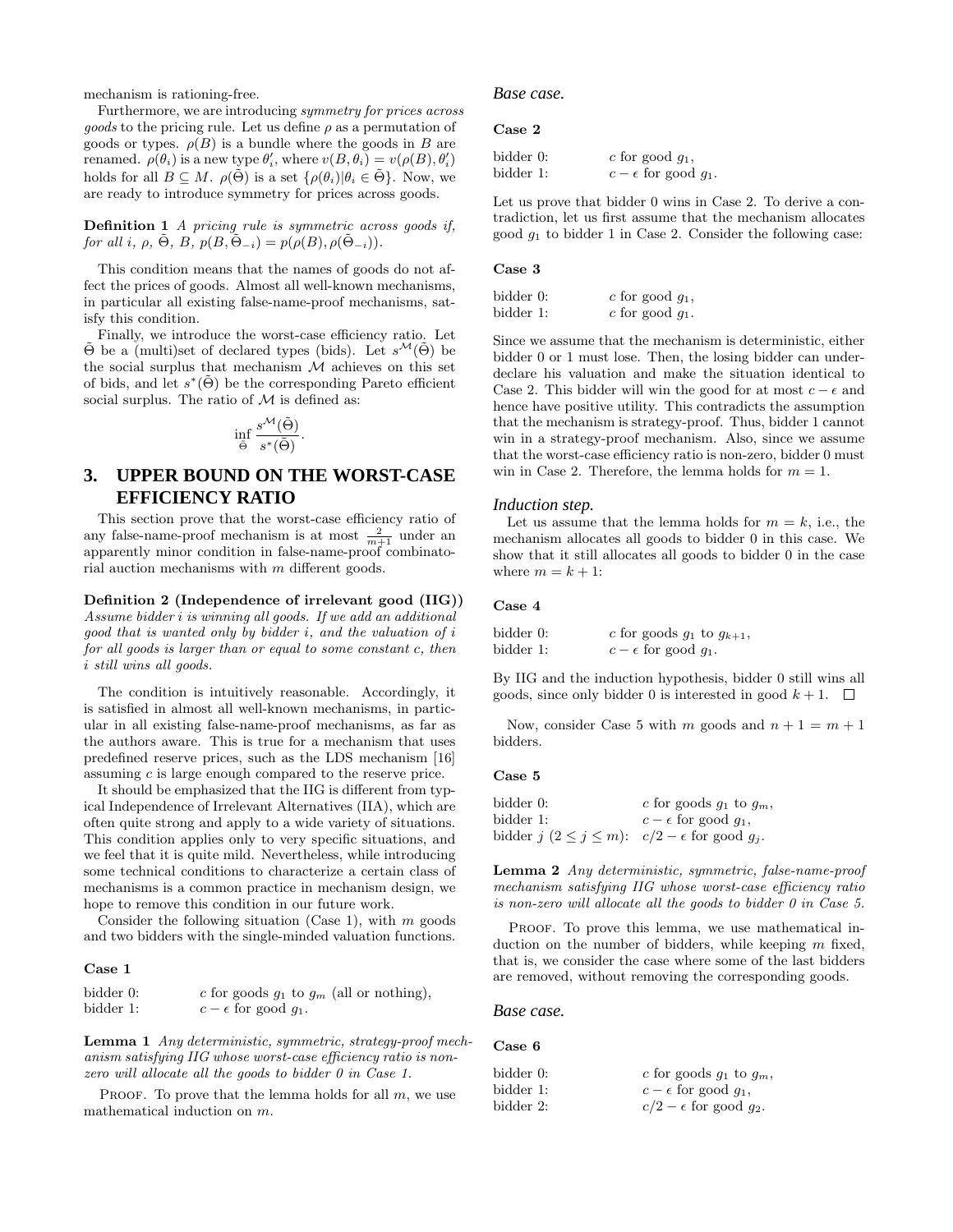mechanism is rationing-free.

Furthermore, we are introducing *symmetry for prices across goods* to the pricing rule. Let us define $\rho$ as a permutation of goods or types. $\rho(B)$ is a bundle where the goods in $B$ are renamed. $\rho(\theta_i)$ is a new type $\theta'_i$, where $v(B, \theta_i) = v(\rho(B), \theta'_i)$ holds for all $B \subseteq M$. $\rho(\tilde{\Theta})$ is a set $\{\rho(\theta_i) | \theta_i \in \tilde{\Theta}\}$. Now, we are ready to introduce symmetry for prices across goods.

**Definition 1** *A pricing rule is symmetric across goods if, for all $i$, $\rho$, $\tilde{\Theta}$, $B$, $p(B, \tilde{\Theta}_{-i}) = p(\rho(B), \rho(\tilde{\Theta}_{-i}))$.*

This condition means that the names of goods do not affect the prices of goods. Almost all well-known mechanisms, in particular all existing false-name-proof mechanisms, satisfy this condition.

Finally, we introduce the worst-case efficiency ratio. Let $\tilde{\Theta}$ be a (multi)set of declared types (bids). Let $s^{\mathcal{M}}(\tilde{\Theta})$ be the social surplus that mechanism $\mathcal{M}$ achieves on this set of bids, and let $s^*(\tilde{\Theta})$ be the corresponding Pareto efficient social surplus. The ratio of $\mathcal{M}$ is defined as:

$$\inf_{\tilde{\Theta}} \frac{s^{\mathcal{M}}(\tilde{\Theta})}{s^*(\tilde{\Theta})}.$$

## 3. UPPER BOUND ON THE WORST-CASE EFFICIENCY RATIO

This section prove that the worst-case efficiency ratio of any false-name-proof mechanism is at most $\frac{2}{m+1}$ under an apparently minor condition in false-name-proof combinatorial auction mechanisms with $m$ different goods.

**Definition 2 (Independence of irrelevant good (IIG))** *Assume bidder $i$ is winning all goods. If we add an additional good that is wanted only by bidder $i$, and the valuation of $i$ for all goods is larger than or equal to some constant $c$, then $i$ still wins all goods.*

The condition is intuitively reasonable. Accordingly, it is satisfied in almost all well-known mechanisms, in particular in all existing false-name-proof mechanisms, as far as the authors aware. This is true for a mechanism that uses predefined reserve prices, such as the LDS mechanism [16] assuming $c$ is large enough compared to the reserve price.

It should be emphasized that the IIG is different from typical Independence of Irrelevant Alternatives (IIA), which are often quite strong and apply to a wide variety of situations. This condition applies only to very specific situations, and we feel that it is quite mild. Nevertheless, while introducing some technical conditions to characterize a certain class of mechanisms is a common practice in mechanism design, we hope to remove this condition in our future work.

Consider the following situation (Case 1), with $m$ goods and two bidders with the single-minded valuation functions.

**Case 1**

bidder 0: $c$ for goods $g_1$ to $g_m$ (all or nothing),
bidder 1: $c - \epsilon$ for good $g_1$.

**Lemma 1** *Any deterministic, symmetric, strategy-proof mechanism satisfying IIG whose worst-case efficiency ratio is non-zero will allocate all the goods to bidder 0 in Case 1.*

PROOF. To prove that the lemma holds for all $m$, we use mathematical induction on $m$.

### *Base case.*

**Case 2**

bidder 0: $c$ for good $g_1$,
bidder 1: $c - \epsilon$ for good $g_1$.

Let us prove that bidder 0 wins in Case 2. To derive a contradiction, let us first assume that the mechanism allocates good $g_1$ to bidder 1 in Case 2. Consider the following case:

**Case 3**

bidder 0: $c$ for good $g_1$,
bidder 1: $c$ for good $g_1$.

Since we assume that the mechanism is deterministic, either bidder 0 or 1 must lose. Then, the losing bidder can under-declare his valuation and make the situation identical to Case 2. This bidder will win the good for at most $c - \epsilon$ and hence have positive utility. This contradicts the assumption that the mechanism is strategy-proof. Thus, bidder 1 cannot win in a strategy-proof mechanism. Also, since we assume that the worst-case efficiency ratio is non-zero, bidder 0 must win in Case 2. Therefore, the lemma holds for $m = 1$.

### *Induction step.*

Let us assume that the lemma holds for $m = k$, i.e., the mechanism allocates all goods to bidder 0 in this case. We show that it still allocates all goods to bidder 0 in the case where $m = k + 1$:

**Case 4**

bidder 0: $c$ for goods $g_1$ to $g_{k+1}$,
bidder 1: $c - \epsilon$ for good $g_1$.

By IIG and the induction hypothesis, bidder 0 still wins all goods, since only bidder 0 is interested in good $k + 1$. □

Now, consider Case 5 with $m$ goods and $n + 1 = m + 1$ bidders.

**Case 5**

bidder 0: $c$ for goods $g_1$ to $g_m$,
bidder 1: $c - \epsilon$ for good $g_1$,
bidder $j$ ($2 \leq j \leq m$): $c/2 - \epsilon$ for good $g_j$.

**Lemma 2** *Any deterministic, symmetric, false-name-proof mechanism satisfying IIG whose worst-case efficiency ratio is non-zero will allocate all the goods to bidder 0 in Case 5.*

PROOF. To prove this lemma, we use mathematical induction on the number of bidders, while keeping $m$ fixed, that is, we consider the case where some of the last bidders are removed, without removing the corresponding goods.

### *Base case.*

**Case 6**

bidder 0: $c$ for goods $g_1$ to $g_m$,
bidder 1: $c - \epsilon$ for good $g_1$,
bidder 2: $c/2 - \epsilon$ for good $g_2$.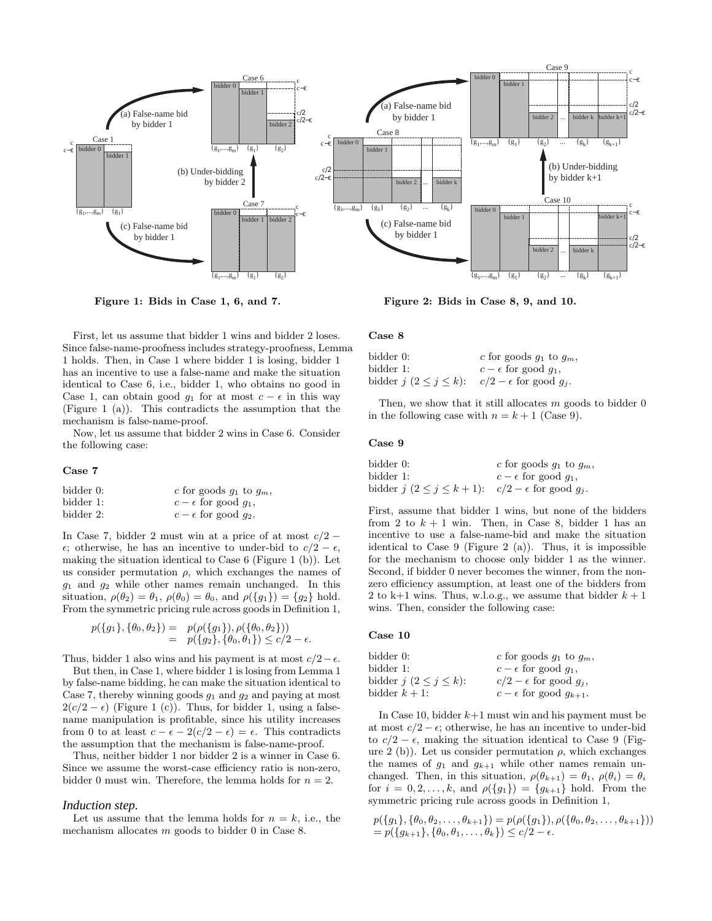Figure 1: Bids in Case 1, 6, and 7.

Figure 2: Bids in Case 8, 9, and 10.

First, let us assume that bidder 1 wins and bidder 2 loses. Since false-name-proofness includes strategy-proofness, Lemma 1 holds. Then, in Case 1 where bidder 1 is losing, bidder 1 has an incentive to use a false-name and make the situation identical to Case 6, i.e., bidder 1, who obtains no good in Case 1, can obtain good $g_1$ for at most $c - \epsilon$ in this way (Figure 1 (a)). This contradicts the assumption that the mechanism is false-name-proof.

Now, let us assume that bidder 2 wins in Case 6. Consider the following case:

**Case 7**

| | |
|---|---|
| bidder 0: | $c$ for goods $g_1$ to $g_m$, |
| bidder 1: | $c - \epsilon$ for good $g_1$, |
| bidder 2: | $c - \epsilon$ for good $g_2$. |

In Case 7, bidder 2 must win at a price of at most $c/2 - \epsilon$; otherwise, he has an incentive to under-bid to $c/2 - \epsilon$, making the situation identical to Case 6 (Figure 1 (b)). Let us consider permutation $\rho$, which exchanges the names of $g_1$ and $g_2$ while other names remain unchanged. In this situation, $\rho(\theta_2) = \theta_1$, $\rho(\theta_0) = \theta_0$, and $\rho(\{g_1\}) = \{g_2\}$ hold. From the symmetric pricing rule across goods in Definition 1,

$$\begin{aligned} p(\{g_1\}, \{\theta_0, \theta_2\}) &= p(\rho(\{g_1\}), \rho(\{\theta_0, \theta_2\})) \\ &= p(\{g_2\}, \{\theta_0, \theta_1\}) \leq c/2 - \epsilon. \end{aligned}$$

Thus, bidder 1 also wins and his payment is at most $c/2 - \epsilon$.

But then, in Case 1, where bidder 1 is losing from Lemma 1 by false-name bidding, he can make the situation identical to Case 7, thereby winning goods $g_1$ and $g_2$ and paying at most $2(c/2 - \epsilon)$ (Figure 1 (c)). Thus, for bidder 1, using a false-name manipulation is profitable, since his utility increases from 0 to at least $c - \epsilon - 2(c/2 - \epsilon) = \epsilon$. This contradicts the assumption that the mechanism is false-name-proof.

Thus, neither bidder 1 nor bidder 2 is a winner in Case 6. Since we assume the worst-case efficiency ratio is non-zero, bidder 0 must win. Therefore, the lemma holds for $n = 2$.

### *Induction step.*

Let us assume that the lemma holds for $n = k$, i.e., the mechanism allocates $m$ goods to bidder 0 in Case 8.

**Case 8**

| | |
|---|---|
| bidder 0: | $c$ for goods $g_1$ to $g_m$, |
| bidder 1: | $c - \epsilon$ for good $g_1$, |
| bidder $j$ ($2 \leq j \leq k$): | $c/2 - \epsilon$ for good $g_j$. |

Then, we show that it still allocates $m$ goods to bidder 0 in the following case with $n = k + 1$ (Case 9).

**Case 9**

| | |
|---|---|
| bidder 0: | $c$ for goods $g_1$ to $g_m$, |
| bidder 1: | $c - \epsilon$ for good $g_1$, |
| bidder $j$ ($2 \leq j \leq k + 1$): | $c/2 - \epsilon$ for good $g_j$. |

First, assume that bidder 1 wins, but none of the bidders from 2 to $k + 1$ win. Then, in Case 8, bidder 1 has an incentive to use a false-name-bid and make the situation identical to Case 9 (Figure 2 (a)). Thus, it is impossible for the mechanism to choose only bidder 1 as the winner. Second, if bidder 0 never becomes the winner, from the non-zero efficiency assumption, at least one of the bidders from 2 to k+1 wins. Thus, w.l.o.g., we assume that bidder $k + 1$ wins. Then, consider the following case:

**Case 10**

| | |
|---|---|
| bidder 0: | $c$ for goods $g_1$ to $g_m$, |
| bidder 1: | $c - \epsilon$ for good $g_1$, |
| bidder $j$ ($2 \leq j \leq k$): | $c/2 - \epsilon$ for good $g_j$, |
| bidder $k + 1$: | $c - \epsilon$ for good $g_{k+1}$. |

In Case 10, bidder $k+1$ must win and his payment must be at most $c/2 - \epsilon$; otherwise, he has an incentive to under-bid to $c/2 - \epsilon$, making the situation identical to Case 9 (Figure 2 (b)). Let us consider permutation $\rho$, which exchanges the names of $g_1$ and $g_{k+1}$ while other names remain unchanged. Then, in this situation, $\rho(\theta_{k+1}) = \theta_1$, $\rho(\theta_i) = \theta_i$ for $i = 0, 2, \ldots, k$, and $\rho(\{g_1\}) = \{g_{k+1}\}$ hold. From the symmetric pricing rule across goods in Definition 1,

$$\begin{aligned} &p(\{g_1\}, \{\theta_0, \theta_2, \ldots, \theta_{k+1}\}) = p(\rho(\{g_1\}), \rho(\{\theta_0, \theta_2, \ldots, \theta_{k+1}\})) \\ &= p(\{g_{k+1}\}, \{\theta_0, \theta_1, \ldots, \theta_k\}) \leq c/2 - \epsilon. \end{aligned}$$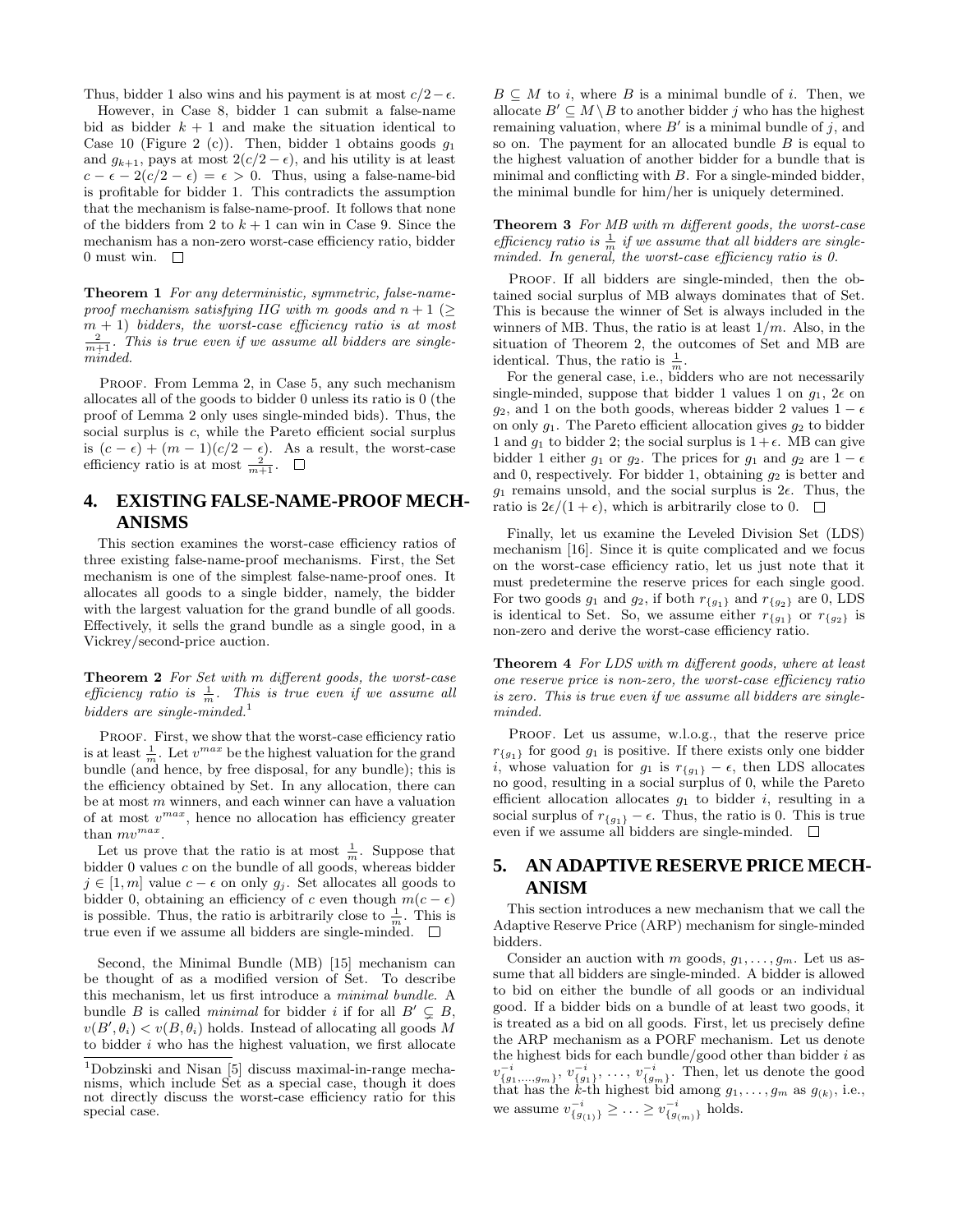Thus, bidder 1 also wins and his payment is at most $c/2 - \epsilon$.

However, in Case 8, bidder 1 can submit a false-name bid as bidder $k+1$ and make the situation identical to Case 10 (Figure 2 (c)). Then, bidder 1 obtains goods $g_1$ and $g_{k+1}$, pays at most $2(c/2 - \epsilon)$, and his utility is at least $c - \epsilon - 2(c/2 - \epsilon) = \epsilon > 0$. Thus, using a false-name-bid is profitable for bidder 1. This contradicts the assumption that the mechanism is false-name-proof. It follows that none of the bidders from 2 to $k+1$ can win in Case 9. Since the mechanism has a non-zero worst-case efficiency ratio, bidder 0 must win. □

**Theorem 1** *For any deterministic, symmetric, false-name-proof mechanism satisfying IIG with $m$ goods and $n+1$ ($\geq m+1$) bidders, the worst-case efficiency ratio is at most $\frac{2}{m+1}$. This is true even if we assume all bidders are single-minded.*

Proof. From Lemma 2, in Case 5, any such mechanism allocates all of the goods to bidder 0 unless its ratio is 0 (the proof of Lemma 2 only uses single-minded bids). Thus, the social surplus is $c$, while the Pareto efficient social surplus is $(c - \epsilon) + (m-1)(c/2 - \epsilon)$. As a result, the worst-case efficiency ratio is at most $\frac{2}{m+1}$. □

## 4. EXISTING FALSE-NAME-PROOF MECHANISMS

This section examines the worst-case efficiency ratios of three existing false-name-proof mechanisms. First, the Set mechanism is one of the simplest false-name-proof ones. It allocates all goods to a single bidder, namely, the bidder with the largest valuation for the grand bundle of all goods. Effectively, it sells the grand bundle as a single good, in a Vickrey/second-price auction.

**Theorem 2** *For Set with $m$ different goods, the worst-case efficiency ratio is $\frac{1}{m}$. This is true even if we assume all bidders are single-minded.*[1]

Proof. First, we show that the worst-case efficiency ratio is at least $\frac{1}{m}$. Let $v^{max}$ be the highest valuation for the grand bundle (and hence, by free disposal, for any bundle); this is the efficiency obtained by Set. In any allocation, there can be at most $m$ winners, and each winner can have a valuation of at most $v^{max}$, hence no allocation has efficiency greater than $mv^{max}$.

Let us prove that the ratio is at most $\frac{1}{m}$. Suppose that bidder 0 values $c$ on the bundle of all goods, whereas bidder $j \in [1, m]$ value $c - \epsilon$ on only $g_j$. Set allocates all goods to bidder 0, obtaining an efficiency of $c$ even though $m(c-\epsilon)$ is possible. Thus, the ratio is arbitrarily close to $\frac{1}{m}$. This is true even if we assume all bidders are single-minded. □

Second, the Minimal Bundle (MB) [15] mechanism can be thought of as a modified version of Set. To describe this mechanism, let us first introduce a *minimal bundle*. A bundle $B$ is called *minimal* for bidder $i$ if for all $B' \subsetneq B$, $v(B', \theta_i) < v(B, \theta_i)$ holds. Instead of allocating all goods $M$ to bidder $i$ who has the highest valuation, we first allocate $B \subseteq M$ to $i$, where $B$ is a minimal bundle of $i$. Then, we allocate $B' \subseteq M \setminus B$ to another bidder $j$ who has the highest remaining valuation, where $B'$ is a minimal bundle of $j$, and so on. The payment for an allocated bundle $B$ is equal to the highest valuation of another bidder for a bundle that is minimal and conflicting with $B$. For a single-minded bidder, the minimal bundle for him/her is uniquely determined.

**Theorem 3** *For MB with $m$ different goods, the worst-case efficiency ratio is $\frac{1}{m}$ if we assume that all bidders are single-minded. In general, the worst-case efficiency ratio is 0.*

Proof. If all bidders are single-minded, then the obtained social surplus of MB always dominates that of Set. This is because the winner of Set is always included in the winners of MB. Thus, the ratio is at least $1/m$. Also, in the situation of Theorem 2, the outcomes of Set and MB are identical. Thus, the ratio is $\frac{1}{m}$.

For the general case, i.e., bidders who are not necessarily single-minded, suppose that bidder 1 values 1 on $g_1$, $2\epsilon$ on $g_2$, and 1 on the both goods, whereas bidder 2 values $1 - \epsilon$ on only $g_1$. The Pareto efficient allocation gives $g_2$ to bidder 1 and $g_1$ to bidder 2; the social surplus is $1 + \epsilon$. MB can give bidder 1 either $g_1$ or $g_2$. The prices for $g_1$ and $g_2$ are $1 - \epsilon$ and 0, respectively. For bidder 1, obtaining $g_2$ is better and $g_1$ remains unsold, and the social surplus is $2\epsilon$. Thus, the ratio is $2\epsilon/(1+\epsilon)$, which is arbitrarily close to 0. □

Finally, let us examine the Leveled Division Set (LDS) mechanism [16]. Since it is quite complicated and we focus on the worst-case efficiency ratio, let us just note that it must predetermine the reserve prices for each single good. For two goods $g_1$ and $g_2$, if both $r_{\{g_1\}}$ and $r_{\{g_2\}}$ are 0, LDS is identical to Set. So, we assume either $r_{\{g_1\}}$ or $r_{\{g_2\}}$ is non-zero and derive the worst-case efficiency ratio.

**Theorem 4** *For LDS with $m$ different goods, where at least one reserve price is non-zero, the worst-case efficiency ratio is zero. This is true even if we assume all bidders are single-minded.*

Proof. Let us assume, w.l.o.g., that the reserve price $r_{\{g_1\}}$ for good $g_1$ is positive. If there exists only one bidder $i$, whose valuation for $g_1$ is $r_{\{g_1\}} - \epsilon$, then LDS allocates no good, resulting in a social surplus of 0, while the Pareto efficient allocation allocates $g_1$ to bidder $i$, resulting in a social surplus of $r_{\{g_1\}} - \epsilon$. Thus, the ratio is 0. This is true even if we assume all bidders are single-minded. □

## 5. AN ADAPTIVE RESERVE PRICE MECHANISM

This section introduces a new mechanism that we call the Adaptive Reserve Price (ARP) mechanism for single-minded bidders.

Consider an auction with $m$ goods, $g_1, \ldots, g_m$. Let us assume that all bidders are single-minded. A bidder is allowed to bid on either the bundle of all goods or an individual good. If a bidder bids on a bundle of at least two goods, it is treated as a bid on all goods. First, let us precisely define the ARP mechanism as a PORF mechanism. Let us denote the highest bids for each bundle/good other than bidder $i$ as $v^{-i}_{\{g_1,\ldots,g_m\}}$, $v^{-i}_{\{g_1\}}$, $\ldots$, $v^{-i}_{\{g_m\}}$. Then, let us denote the good that has the $k$-th highest bid among $g_1, \ldots, g_m$ as $g_{(k)}$, i.e., we assume $v^{-i}_{\{g_{(1)}\}} \geq \ldots \geq v^{-i}_{\{g_{(m)}\}}$ holds.

---

[1] Dobzinski and Nisan [5] discuss maximal-in-range mechanisms, which include Set as a special case, though it does not directly discuss the worst-case efficiency ratio for this special case.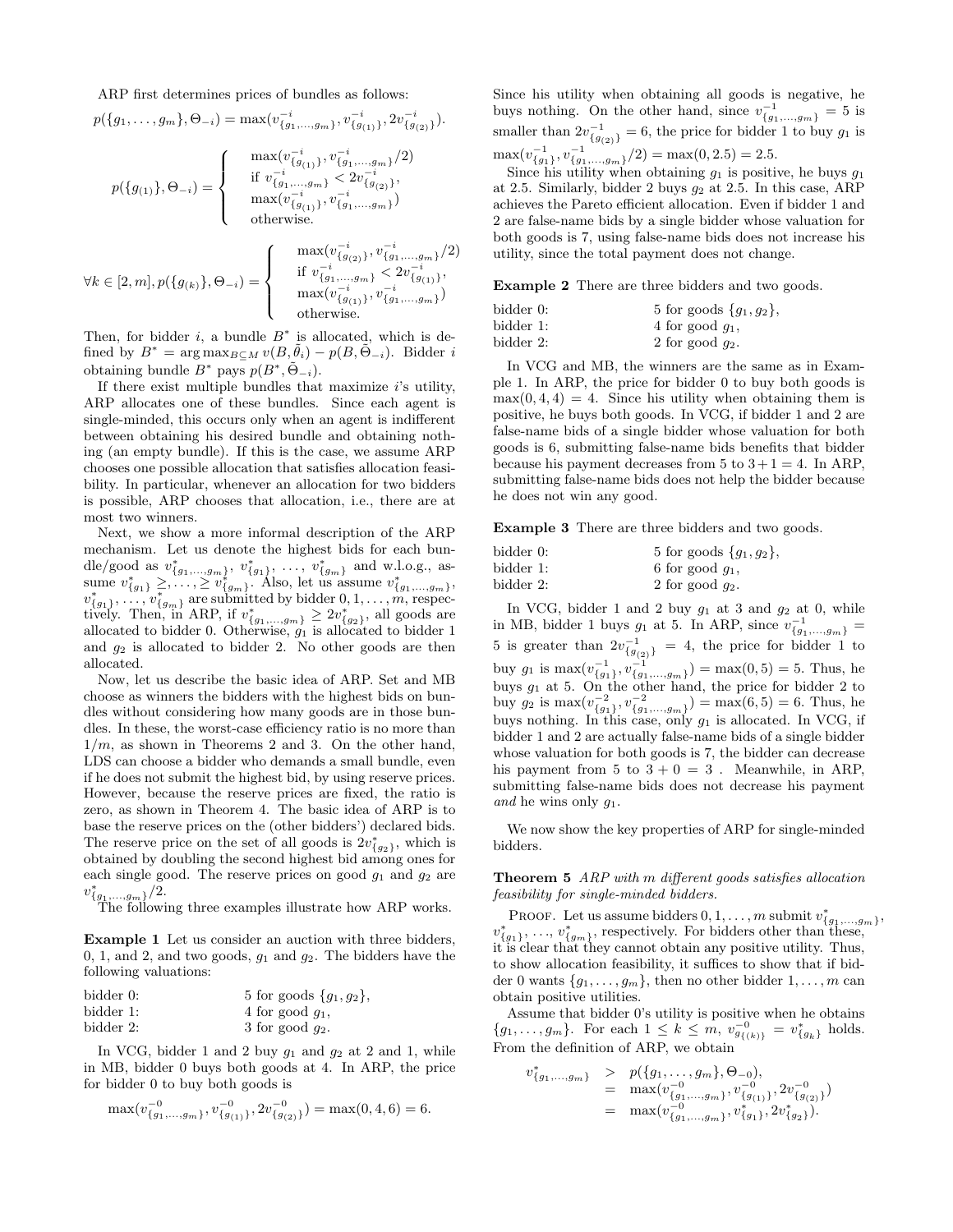ARP first determines prices of bundles as follows:

$$p(\{g_1,\ldots,g_m\},\Theta_{-i}) = \max(v^{-i}_{\{g_1,\ldots,g_m\}}, v^{-i}_{\{g_{(1)}\}}, 2v^{-i}_{\{g_{(2)}\}}).$$

$$p(\{g_{(1)}\},\Theta_{-i}) = \begin{cases} \max(v^{-i}_{\{g_{(1)}\}}, v^{-i}_{\{g_1,\ldots,g_m\}}/2) \\ \text{if } v^{-i}_{\{g_1,\ldots,g_m\}} < 2v^{-i}_{\{g_{(2)}\}}, \\ \max(v^{-i}_{\{g_{(1)}\}}, v^{-i}_{\{g_1,\ldots,g_m\}}) \\ \text{otherwise.} \end{cases}$$

$$\forall k \in [2,m], p(\{g_{(k)}\},\Theta_{-i}) = \begin{cases} \max(v^{-i}_{\{g_{(2)}\}}, v^{-i}_{\{g_1,\ldots,g_m\}}/2) \\ \text{if } v^{-i}_{\{g_1,\ldots,g_m\}} < 2v^{-i}_{\{g_{(1)}\}}, \\ \max(v^{-i}_{\{g_{(1)}\}}, v^{-i}_{\{g_1,\ldots,g_m\}}) \\ \text{otherwise.} \end{cases}$$

Then, for bidder $i$, a bundle $B^*$ is allocated, which is defined by $B^* = \arg\max_{B\subseteq M} v(B,\tilde{\theta}_i) - p(B,\tilde{\Theta}_{-i})$. Bidder $i$ obtaining bundle $B^*$ pays $p(B^*,\tilde{\Theta}_{-i})$.

If there exist multiple bundles that maximize $i$'s utility, ARP allocates one of these bundles. Since each agent is single-minded, this occurs only when an agent is indifferent between obtaining his desired bundle and obtaining nothing (an empty bundle). If this is the case, we assume ARP chooses one possible allocation that satisfies allocation feasibility. In particular, whenever an allocation for two bidders is possible, ARP chooses that allocation, i.e., there are at most two winners.

Next, we show a more informal description of the ARP mechanism. Let us denote the highest bids for each bundle/good as $v^*_{\{g_1,\ldots,g_m\}}$, $v^*_{\{g_1\}}$, $\ldots$, $v^*_{\{g_m\}}$ and w.l.o.g., assume $v^*_{\{g_1\}} \geq, \ldots, \geq v^*_{\{g_m\}}$. Also, let us assume $v^*_{\{g_1,\ldots,g_m\}}$, $v^*_{\{g_1\}}, \ldots, v^*_{\{g_m\}}$ are submitted by bidder $0, 1, \ldots, m$, respectively. Then, in ARP, if $v^*_{\{g_1,\ldots,g_m\}} \geq 2v^*_{\{g_2\}}$, all goods are allocated to bidder 0. Otherwise, $g_1$ is allocated to bidder 1 and $g_2$ is allocated to bidder 2. No other goods are then allocated.

Now, let us describe the basic idea of ARP. Set and MB choose as winners the bidders with the highest bids on bundles without considering how many goods are in those bundles. In these, the worst-case efficiency ratio is no more than $1/m$, as shown in Theorems 2 and 3. On the other hand, LDS can choose a bidder who demands a small bundle, even if he does not submit the highest bid, by using reserve prices. However, because the reserve prices are fixed, the ratio is zero, as shown in Theorem 4. The basic idea of ARP is to base the reserve prices on the (other bidders') declared bids. The reserve price on the set of all goods is $2v^*_{\{g_2\}}$, which is obtained by doubling the second highest bid among ones for each single good. The reserve prices on good $g_1$ and $g_2$ are $v^*_{\{g_1,\ldots,g_m\}}/2$.

The following three examples illustrate how ARP works.

**Example 1** Let us consider an auction with three bidders, 0, 1, and 2, and two goods, $g_1$ and $g_2$. The bidders have the following valuations:

| | |
|---|---|
| bidder 0: | 5 for goods $\{g_1, g_2\}$, |
| bidder 1: | 4 for good $g_1$, |
| bidder 2: | 3 for good $g_2$. |

In VCG, bidder 1 and 2 buy $g_1$ and $g_2$ at 2 and 1, while in MB, bidder 0 buys both goods at 4. In ARP, the price for bidder 0 to buy both goods is

$$\max(v^{-0}_{\{g_1,\ldots,g_m\}}, v^{-0}_{\{g_{(1)}\}}, 2v^{-0}_{\{g_{(2)}\}}) = \max(0, 4, 6) = 6.$$

Since his utility when obtaining all goods is negative, he buys nothing. On the other hand, since $v^{-1}_{\{g_1,\ldots,g_m\}} = 5$ is smaller than $2v^{-1}_{\{g_{(2)}\}} = 6$, the price for bidder 1 to buy $g_1$ is $\max(v^{-1}_{\{g_1\}}, v^{-1}_{\{g_1,\ldots,g_m\}}/2) = \max(0, 2.5) = 2.5$.

Since his utility when obtaining $g_1$ is positive, he buys $g_1$ at 2.5. Similarly, bidder 2 buys $g_2$ at 2.5. In this case, ARP achieves the Pareto efficient allocation. Even if bidder 1 and 2 are false-name bids by a single bidder whose valuation for both goods is 7, using false-name bids does not increase his utility, since the total payment does not change.

**Example 2** There are three bidders and two goods.

| | |
|---|---|
| bidder 0: | 5 for goods $\{g_1, g_2\}$, |
| bidder 1: | 4 for good $g_1$, |
| bidder 2: | 2 for good $g_2$. |

In VCG and MB, the winners are the same as in Example 1. In ARP, the price for bidder 0 to buy both goods is $\max(0, 4, 4) = 4$. Since his utility when obtaining them is positive, he buys both goods. In VCG, if bidder 1 and 2 are false-name bids of a single bidder whose valuation for both goods is 6, submitting false-name bids benefits that bidder because his payment decreases from 5 to $3+1 = 4$. In ARP, submitting false-name bids does not help the bidder because he does not win any good.

**Example 3** There are three bidders and two goods.

| | |
|---|---|
| bidder 0: | 5 for goods $\{g_1, g_2\}$, |
| bidder 1: | 6 for good $g_1$, |
| bidder 2: | 2 for good $g_2$. |

In VCG, bidder 1 and 2 buy $g_1$ at 3 and $g_2$ at 0, while in MB, bidder 1 buys $g_1$ at 5. In ARP, since $v^{-1}_{\{g_1,\ldots,g_m\}} = 5$ is greater than $2v^{-1}_{\{g_{(2)}\}} = 4$, the price for bidder 1 to buy $g_1$ is $\max(v^{-1}_{\{g_1\}}, v^{-1}_{\{g_1,\ldots,g_m\}}) = \max(0, 5) = 5$. Thus, he buys $g_1$ at 5. On the other hand, the price for bidder 2 to buy $g_2$ is $\max(v^{-2}_{\{g_1\}}, v^{-2}_{\{g_1,\ldots,g_m\}}) = \max(6, 5) = 6$. Thus, he buys nothing. In this case, only $g_1$ is allocated. In VCG, if bidder 1 and 2 are actually false-name bids of a single bidder whose valuation for both goods is 7, the bidder can decrease his payment from 5 to $3 + 0 = 3$ . Meanwhile, in ARP, submitting false-name bids does not decrease his payment *and* he wins only $g_1$.

We now show the key properties of ARP for single-minded bidders.

**Theorem 5** *ARP with m different goods satisfies allocation feasibility for single-minded bidders.*

Proof. Let us assume bidders $0, 1, \ldots, m$ submit $v^*_{\{g_1,\ldots,g_m\}}$, $v^*_{\{g_1\}}, \ldots, v^*_{\{g_m\}}$, respectively. For bidders other than these, it is clear that they cannot obtain any positive utility. Thus, to show allocation feasibility, it suffices to show that if bidder 0 wants $\{g_1,\ldots,g_m\}$, then no other bidder $1, \ldots, m$ can obtain positive utilities.

Assume that bidder 0's utility is positive when he obtains $\{g_1,\ldots,g_m\}$. For each $1 \leq k \leq m$, $v^{-0}_{g_{\{(k)\}}} = v^*_{\{g_k\}}$ holds. From the definition of ARP, we obtain

$$\begin{aligned} v^*_{\{g_1,\ldots,g_m\}} &> p(\{g_1,\ldots,g_m\},\Theta_{-0}), \\ &= \max(v^{-0}_{\{g_1,\ldots,g_m\}}, v^{-0}_{\{g_{(1)}\}}, 2v^{-0}_{\{g_{(2)}\}}) \\ &= \max(v^{-0}_{\{g_1,\ldots,g_m\}}, v^*_{\{g_1\}}, 2v^*_{\{g_2\}}). \end{aligned}$$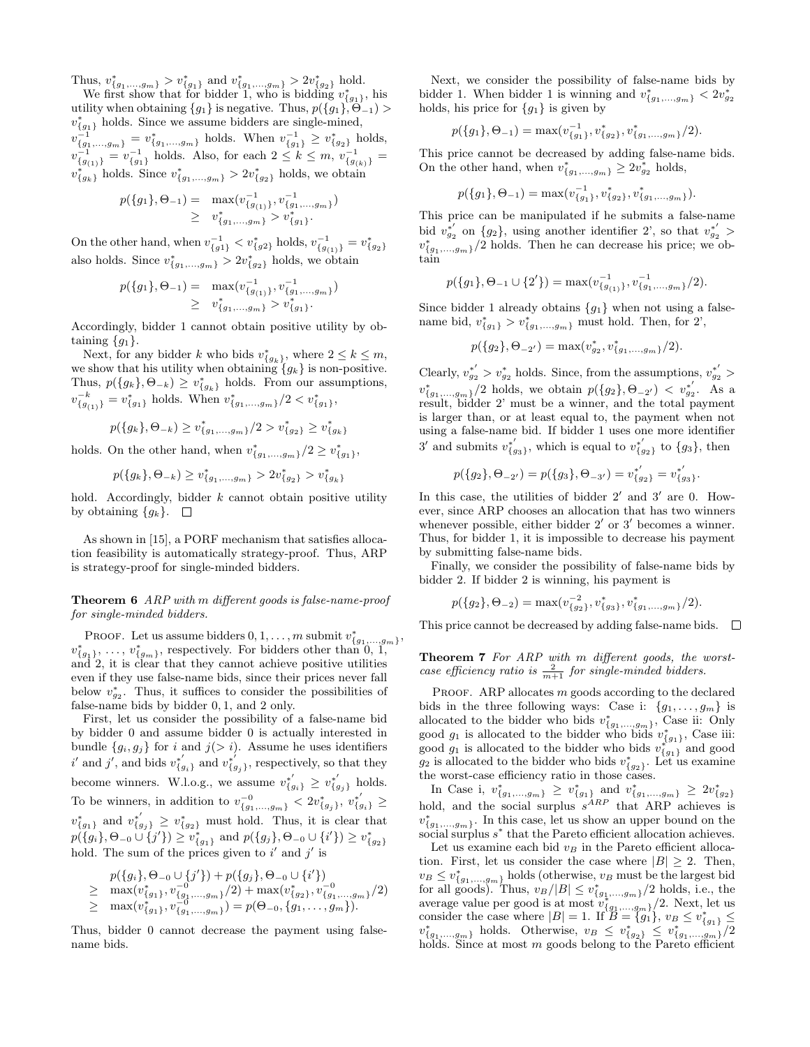Thus, $v^*_{\{g_1,\ldots,g_m\}} > v^*_{\{g_1\}}$ and $v^*_{\{g_1,\ldots,g_m\}} > 2v^*_{\{g_2\}}$ hold.

We first show that for bidder 1, who is bidding $v^*_{\{g_1\}}$, his utility when obtaining $\{g_1\}$ is negative. Thus, $p(\{g_1\}, \Theta_{-1}) > v^*_{\{g_1\}}$ holds. Since we assume bidders are single-mined, $v^{-1}_{\{g_1,\ldots,g_m\}} = v^*_{\{g_1,\ldots,g_m\}}$ holds. When $v^{-1}_{\{g_1\}} \geq v^*_{\{g_2\}}$ holds, $v^{-1}_{\{g_{(1)}\}} = v^{-1}_{\{g_1\}}$ holds. Also, for each $2 \leq k \leq m$, $v^{-1}_{\{g_{(k)}\}} = v^*_{\{g_k\}}$ holds. Since $v^*_{\{g_1,\ldots,g_m\}} > 2v^*_{\{g_2\}}$ holds, we obtain

$$\begin{aligned} p(\{g_1\}, \Theta_{-1}) = & \max(v^{-1}_{\{g_{(1)}\}}, v^{-1}_{\{g_1,\ldots,g_m\}}) \\ \geq & v^*_{\{g_1,\ldots,g_m\}} > v^*_{\{g_1\}}. \end{aligned}$$

On the other hand, when $v^{-1}_{\{g1\}} < v^*_{\{g2\}}$ holds, $v^{-1}_{\{g_{(1)}\}} = v^*_{\{g_2\}}$ also holds. Since $v^*_{\{g_1,\ldots,g_m\}} > 2v^*_{\{g_2\}}$ holds, we obtain

$$\begin{aligned} p(\{g_1\}, \Theta_{-1}) = & \max(v^{-1}_{\{g_{(1)}\}}, v^{-1}_{\{g_1,\ldots,g_m\}}) \\ \geq & v^*_{\{g_1,\ldots,g_m\}} > v^*_{\{g_1\}}. \end{aligned}$$

Accordingly, bidder 1 cannot obtain positive utility by obtaining $\{g_1\}$.

Next, for any bidder $k$ who bids $v^*_{\{g_k\}}$, where $2 \leq k \leq m$, we show that his utility when obtaining $\{g_k\}$ is non-positive. Thus, $p(\{g_k\}, \Theta_{-k}) \geq v^*_{\{g_k\}}$ holds. From our assumptions, $v^{-k}_{\{g_{(1)}\}} = v^*_{\{g_1\}}$ holds. When $v^*_{\{g_1,\ldots,g_m\}}/2 < v^*_{\{g_1\}}$,

$$p(\{g_k\}, \Theta_{-k}) \geq v^*_{\{g_1,\ldots,g_m\}}/2 > v^*_{\{g_2\}} \geq v^*_{\{g_k\}}$$

holds. On the other hand, when $v^*_{\{g_1,\ldots,g_m\}}/2 \geq v^*_{\{g_1\}}$,

$$p(\{g_k\}, \Theta_{-k}) \geq v^*_{\{g_1,\ldots,g_m\}} > 2v^*_{\{g_2\}} > v^*_{\{g_k\}}$$

hold. Accordingly, bidder $k$ cannot obtain positive utility by obtaining $\{g_k\}$. □

As shown in [15], a PORF mechanism that satisfies allocation feasibility is automatically strategy-proof. Thus, ARP is strategy-proof for single-minded bidders.

**Theorem 6** *ARP with m different goods is false-name-proof for single-minded bidders.*

Proof. Let us assume bidders $0, 1, \ldots, m$ submit $v^*_{\{g_1,\ldots,g_m\}}$, $v^*_{\{g_1\}}, \ldots, v^*_{\{g_m\}}$, respectively. For bidders other than 0, 1, and 2, it is clear that they cannot achieve positive utilities even if they use false-name bids, since their prices never fall below $v^*_{g_2}$. Thus, it suffices to consider the possibilities of false-name bids by bidder 0, 1, and 2 only.

First, let us consider the possibility of a false-name bid by bidder 0 and assume bidder 0 is actually interested in bundle $\{g_i, g_j\}$ for $i$ and $j(> i)$. Assume he uses identifiers $i'$ and $j'$, and bids $v^{*'}_{\{g_i\}}$ and $v^{*'}_{\{g_j\}}$, respectively, so that they become winners. W.l.o.g., we assume $v^{*'}_{\{g_i\}} \geq v^{*'}_{\{g_j\}}$ holds. To be winners, in addition to $v^{-0}_{\{g_1,\ldots,g_m\}} < 2v^{*'}_{\{g_j\}}$, $v^{*'}_{\{g_i\}} \geq v^*_{\{g_1\}}$ and $v^{*'}_{\{g_j\}} \geq v^*_{\{g_2\}}$ must hold. Thus, it is clear that $p(\{g_i\}, \Theta_{-0} \cup \{j'\}) \geq v^*_{\{g_1\}}$ and $p(\{g_j\}, \Theta_{-0} \cup \{i'\}) \geq v^*_{\{g_2\}}$ hold. The sum of the prices given to $i'$ and $j'$ is

$$\begin{aligned} & p(\{g_i\}, \Theta_{-0} \cup \{j'\}) + p(\{g_j\}, \Theta_{-0} \cup \{i'\}) \\ \geq & \max(v^*_{\{g_1\}}, v^{-0}_{\{g_1,\ldots,g_m\}}/2) + \max(v^*_{\{g_2\}}, v^{-0}_{\{g_1,\ldots,g_m\}}/2) \\ \geq & \max(v^*_{\{g_1\}}, v^{-0}_{\{g_1,\ldots,g_m\}}) = p(\Theta_{-0}, \{g_1,\ldots,g_m\}). \end{aligned}$$

Thus, bidder 0 cannot decrease the payment using false-name bids.

Next, we consider the possibility of false-name bids by bidder 1. When bidder 1 is winning and $v^*_{\{g_1,\ldots,g_m\}} < 2v^*_{g_2}$ holds, his price for $\{g_1\}$ is given by

$$p(\{g_1\}, \Theta_{-1}) = \max(v^{-1}_{\{g_1\}}, v^*_{\{g_2\}}, v^*_{\{g_1,\ldots,g_m\}}/2).$$

This price cannot be decreased by adding false-name bids. On the other hand, when $v^*_{\{g_1,\ldots,g_m\}} \geq 2v^*_{g_2}$ holds,

$$p(\{g_1\}, \Theta_{-1}) = \max(v^{-1}_{\{g_1\}}, v^*_{\{g_2\}}, v^*_{\{g_1,\ldots,g_m\}}).$$

This price can be manipulated if he submits a false-name bid $v^{*'}_{g_2}$ on $\{g_2\}$, using another identifier 2', so that $v^{*'}_{g_2} > v^*_{\{g_1,\ldots,g_m\}}/2$ holds. Then he can decrease his price; we obtain

$$p(\{g_1\}, \Theta_{-1} \cup \{2'\}) = \max(v^{-1}_{\{g_{(1)}\}}, v^{-1}_{\{g_1,\ldots,g_m\}}/2).$$

Since bidder 1 already obtains $\{g_1\}$ when not using a false-name bid, $v^*_{\{g_1\}} > v^*_{\{g_1,\ldots,g_m\}}$ must hold. Then, for 2',

$$p(\{g_2\}, \Theta_{-2'}) = \max(v^*_{g_2}, v^*_{\{g_1,\ldots,g_m\}}/2).$$

Clearly, $v^{*'}_{g_2} > v^*_{g_2}$ holds. Since, from the assumptions, $v^{*'}_{g_2} > v^*_{\{g_1,\ldots,g_m\}}/2$ holds, we obtain $p(\{g_2\}, \Theta_{-2'}) < v^{*'}_{g_2}$. As a result, bidder 2' must be a winner, and the total payment is larger than, or at least equal to, the payment when not using a false-name bid. If bidder 1 uses one more identifier $3'$ and submits $v^{*'}_{\{g_3\}}$, which is equal to $v^{*'}_{\{g_2\}}$ to $\{g_3\}$, then

$$p(\{g_2\}, \Theta_{-2'}) = p(\{g_3\}, \Theta_{-3'}) = v^{*'}_{\{g_2\}} = v^{*'}_{\{g_3\}}.$$

In this case, the utilities of bidder $2'$ and $3'$ are 0. However, since ARP chooses an allocation that has two winners whenever possible, either bidder $2'$ or $3'$ becomes a winner. Thus, for bidder 1, it is impossible to decrease his payment by submitting false-name bids.

Finally, we consider the possibility of false-name bids by bidder 2. If bidder 2 is winning, his payment is

$$p(\{g_2\}, \Theta_{-2}) = \max(v^{-2}_{\{g_2\}}, v^*_{\{g_3\}}, v^*_{\{g_1,\ldots,g_m\}}/2).$$

This price cannot be decreased by adding false-name bids. □

**Theorem 7** *For ARP with m different goods, the worst-case efficiency ratio is $\frac{2}{m+1}$ for single-minded bidders.*

Proof. ARP allocates $m$ goods according to the declared bids in the three following ways: Case i: $\{g_1, \ldots, g_m\}$ is allocated to the bidder who bids $v^*_{\{g_1,\ldots,g_m\}}$, Case ii: Only good $g_1$ is allocated to the bidder who bids $v^*_{\{g_1\}}$, Case iii: good $g_1$ is allocated to the bidder who bids $v^*_{\{g_1\}}$ and good $g_2$ is allocated to the bidder who bids $v^*_{\{g_2\}}$. Let us examine the worst-case efficiency ratio in those cases.

In Case i, $v^*_{\{g_1,\ldots,g_m\}} \geq v^*_{\{g_1\}}$ and $v^*_{\{g_1,\ldots,g_m\}} \geq 2v^*_{\{g_2\}}$ hold, and the social surplus $s^{ARP}$ that ARP achieves is $v^*_{\{g_1,\ldots,g_m\}}$. In this case, let us show an upper bound on the social surplus $s^*$ that the Pareto efficient allocation achieves.

Let us examine each bid $v_B$ in the Pareto efficient allocation. First, let us consider the case where $|B| \geq 2$. Then, $v_B \leq v^*_{\{g_1,\ldots,g_m\}}$ holds (otherwise, $v_B$ must be the largest bid for all goods). Thus, $v_B/|B| \leq v^*_{\{g_1,\ldots,g_m\}}/2$ holds, i.e., the average value per good is at most $v^*_{\{g_1,\ldots,g_m\}}/2$. Next, let us consider the case where $|B| = 1$. If $B = \{g_1\}$, $v_B \leq v^*_{\{g_1\}} \leq v^*_{\{g_1,\ldots,g_m\}}$ holds. Otherwise, $v_B \leq v^*_{\{g_2\}} \leq v^*_{\{g_1,\ldots,g_m\}}/2$ holds. Since at most $m$ goods belong to the Pareto efficient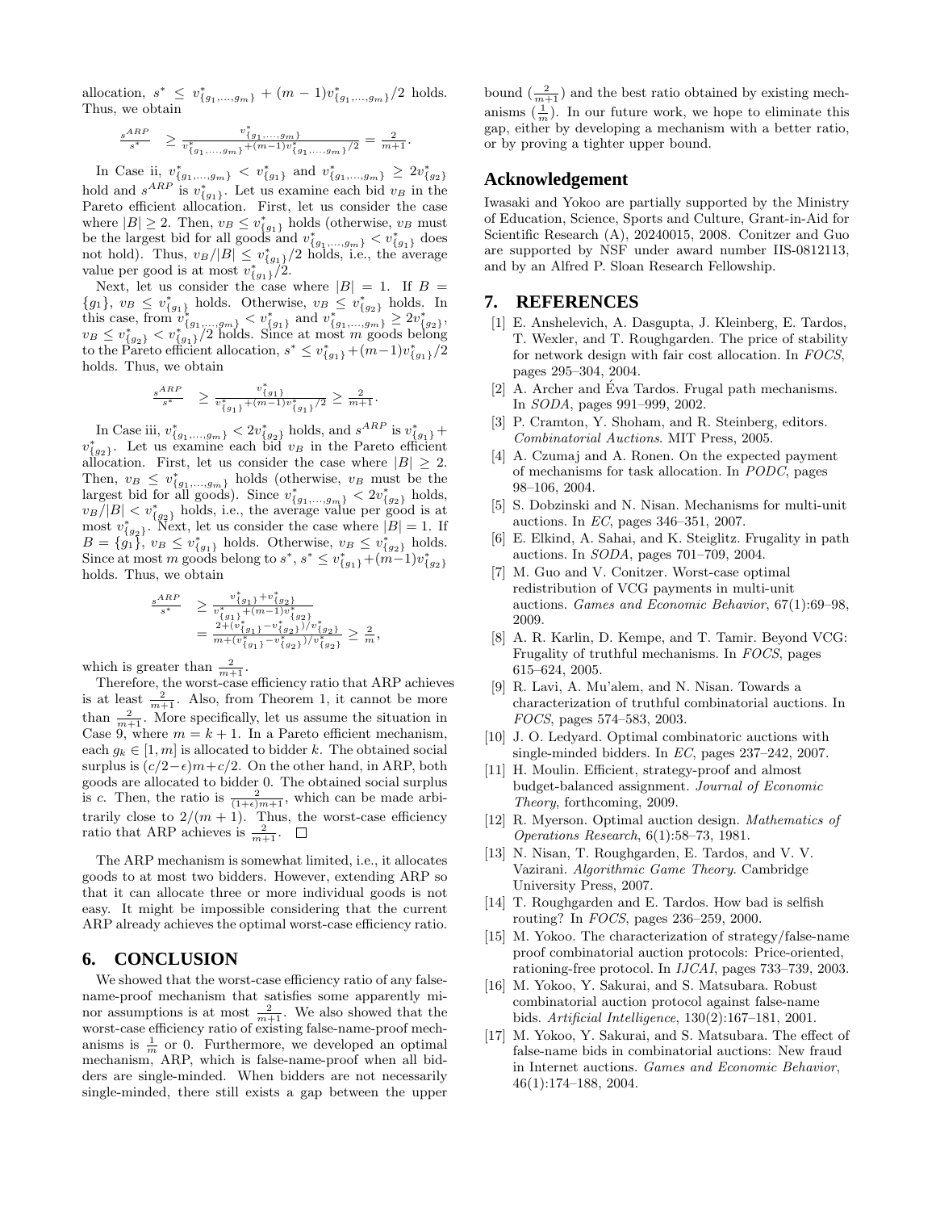allocation, $s^* \leq v^*_{\{g_1,\ldots,g_m\}} + (m-1)v^*_{\{g_1,\ldots,g_m\}}/2$ holds. Thus, we obtain

$$\frac{s^{ARP}}{s^*} \geq \frac{v^*_{\{g_1,\ldots,g_m\}}}{v^*_{\{g_1,\ldots,g_m\}} + (m-1)v^*_{\{g_1,\ldots,g_m\}}/2} = \frac{2}{m+1}.$$

In Case ii, $v^*_{\{g_1,\ldots,g_m\}} < v^*_{\{g_1\}}$ and $v^*_{\{g_1,\ldots,g_m\}} \geq 2v^*_{\{g_2\}}$ hold and $s^{ARP}$ is $v^*_{\{g_1\}}$. Let us examine each bid $v_B$ in the Pareto efficient allocation. First, let us consider the case where $|B| \geq 2$. Then, $v_B \leq v^*_{\{g_1\}}$ holds (otherwise, $v_B$ must be the largest bid for all goods and $v^*_{\{g_1,\ldots,g_m\}} < v^*_{\{g_1\}}$ does not hold). Thus, $v_B/|B| \leq v^*_{\{g_1\}}/2$ holds, i.e., the average value per good is at most $v^*_{\{g_1\}}/2$.

Next, let us consider the case where $|B| = 1$. If $B = \{g_1\}$, $v_B \leq v^*_{\{g_1\}}$ holds. Otherwise, $v_B \leq v^*_{\{g_2\}}$ holds. In this case, from $v^*_{\{g_1,\ldots,g_m\}} < v^*_{\{g_1\}}$ and $v^*_{\{g_1,\ldots,g_m\}} \geq 2v^*_{\{g_2\}}$, $v_B \leq v^*_{\{g_2\}} < v^*_{\{g_1\}}/2$ holds. Since at most $m$ goods belong to the Pareto efficient allocation, $s^* \leq v^*_{\{g_1\}} + (m-1)v^*_{\{g_1\}}/2$ holds. Thus, we obtain

$$\frac{s^{ARP}}{s^*} \geq \frac{v^*_{\{g_1\}}}{v^*_{\{g_1\}} + (m-1)v^*_{\{g_1\}}/2} \geq \frac{2}{m+1}.$$

In Case iii, $v^*_{\{g_1,\ldots,g_m\}} < 2v^*_{\{g_2\}}$ holds, and $s^{ARP}$ is $v^*_{\{g_1\}} + v^*_{\{g_2\}}$. Let us examine each bid $v_B$ in the Pareto efficient allocation. First, let us consider the case where $|B| \geq 2$. Then, $v_B \leq v^*_{\{g_1,\ldots,g_m\}}$ holds (otherwise, $v_B$ must be the largest bid for all goods). Since $v^*_{\{g_1,\ldots,g_m\}} < 2v^*_{\{g_2\}}$ holds, $v_B/|B| < v^*_{\{g_2\}}$ holds, i.e., the average value per good is at most $v^*_{\{g_2\}}$. Next, let us consider the case where $|B| = 1$. If $B = \{g_1\}$, $v_B \leq v^*_{\{g_1\}}$ holds. Otherwise, $v_B \leq v^*_{\{g_2\}}$ holds. Since at most $m$ goods belong to $s^*$, $s^* \leq v^*_{\{g_1\}} + (m-1)v^*_{\{g_2\}}$ holds. Thus, we obtain

$$\begin{aligned}\frac{s^{ARP}}{s^*} &\geq \frac{v^*_{\{g_1\}} + v^*_{\{g_2\}}}{v^*_{\{g_1\}} + (m-1)v^*_{\{g_2\}}} \\ &= \frac{2 + (v^*_{\{g_1\}} - v^*_{\{g_2\}})/v^*_{\{g_2\}}}{m + (v^*_{\{g_1\}} - v^*_{\{g_2\}})/v^*_{\{g_2\}}} \geq \frac{2}{m},\end{aligned}$$

which is greater than $\frac{2}{m+1}$.

Therefore, the worst-case efficiency ratio that ARP achieves is at least $\frac{2}{m+1}$. Also, from Theorem 1, it cannot be more than $\frac{2}{m+1}$. More specifically, let us assume the situation in Case 9, where $m = k+1$. In a Pareto efficient mechanism, each $g_k \in [1, m]$ is allocated to bidder $k$. The obtained social surplus is $(c/2 - \epsilon)m + c/2$. On the other hand, in ARP, both goods are allocated to bidder 0. The obtained social surplus is $c$. Then, the ratio is $\frac{2}{(1+\epsilon)m+1}$, which can be made arbitrarily close to $2/(m+1)$. Thus, the worst-case efficiency ratio that ARP achieves is $\frac{2}{m+1}$. □

The ARP mechanism is somewhat limited, i.e., it allocates goods to at most two bidders. However, extending ARP so that it can allocate three or more individual goods is not easy. It might be impossible considering that the current ARP already achieves the optimal worst-case efficiency ratio.

## 6. CONCLUSION

We showed that the worst-case efficiency ratio of any false-name-proof mechanism that satisfies some apparently minor assumptions is at most $\frac{2}{m+1}$. We also showed that the worst-case efficiency ratio of existing false-name-proof mechanisms is $\frac{1}{m}$ or 0. Furthermore, we developed an optimal mechanism, ARP, which is false-name-proof when all bidders are single-minded. When bidders are not necessarily single-minded, there still exists a gap between the upper bound ($\frac{2}{m+1}$) and the best ratio obtained by existing mechanisms ($\frac{1}{m}$). In our future work, we hope to eliminate this gap, either by developing a mechanism with a better ratio, or by proving a tighter upper bound.

## Acknowledgement

Iwasaki and Yokoo are partially supported by the Ministry of Education, Science, Sports and Culture, Grant-in-Aid for Scientific Research (A), 20240015, 2008. Conitzer and Guo are supported by NSF under award number IIS-0812113, and by an Alfred P. Sloan Research Fellowship.

## 7. REFERENCES

[1] E. Anshelevich, A. Dasgupta, J. Kleinberg, E. Tardos, T. Wexler, and T. Roughgarden. The price of stability for network design with fair cost allocation. In *FOCS*, pages 295–304, 2004.

[2] A. Archer and Éva Tardos. Frugal path mechanisms. In *SODA*, pages 991–999, 2002.

[3] P. Cramton, Y. Shoham, and R. Steinberg, editors. *Combinatorial Auctions*. MIT Press, 2005.

[4] A. Czumaj and A. Ronen. On the expected payment of mechanisms for task allocation. In *PODC*, pages 98–106, 2004.

[5] S. Dobzinski and N. Nisan. Mechanisms for multi-unit auctions. In *EC*, pages 346–351, 2007.

[6] E. Elkind, A. Sahai, and K. Steiglitz. Frugality in path auctions. In *SODA*, pages 701–709, 2004.

[7] M. Guo and V. Conitzer. Worst-case optimal redistribution of VCG payments in multi-unit auctions. *Games and Economic Behavior*, 67(1):69–98, 2009.

[8] A. R. Karlin, D. Kempe, and T. Tamir. Beyond VCG: Frugality of truthful mechanisms. In *FOCS*, pages 615–624, 2005.

[9] R. Lavi, A. Mu'alem, and N. Nisan. Towards a characterization of truthful combinatorial auctions. In *FOCS*, pages 574–583, 2003.

[10] J. O. Ledyard. Optimal combinatoric auctions with single-minded bidders. In *EC*, pages 237–242, 2007.

[11] H. Moulin. Efficient, strategy-proof and almost budget-balanced assignment. *Journal of Economic Theory*, forthcoming, 2009.

[12] R. Myerson. Optimal auction design. *Mathematics of Operations Research*, 6(1):58–73, 1981.

[13] N. Nisan, T. Roughgarden, E. Tardos, and V. V. Vazirani. *Algorithmic Game Theory*. Cambridge University Press, 2007.

[14] T. Roughgarden and E. Tardos. How bad is selfish routing? In *FOCS*, pages 236–259, 2000.

[15] M. Yokoo. The characterization of strategy/false-name proof combinatorial auction protocols: Price-oriented, rationing-free protocol. In *IJCAI*, pages 733–739, 2003.

[16] M. Yokoo, Y. Sakurai, and S. Matsubara. Robust combinatorial auction protocol against false-name bids. *Artificial Intelligence*, 130(2):167–181, 2001.

[17] M. Yokoo, Y. Sakurai, and S. Matsubara. The effect of false-name bids in combinatorial auctions: New fraud in Internet auctions. *Games and Economic Behavior*, 46(1):174–188, 2004.